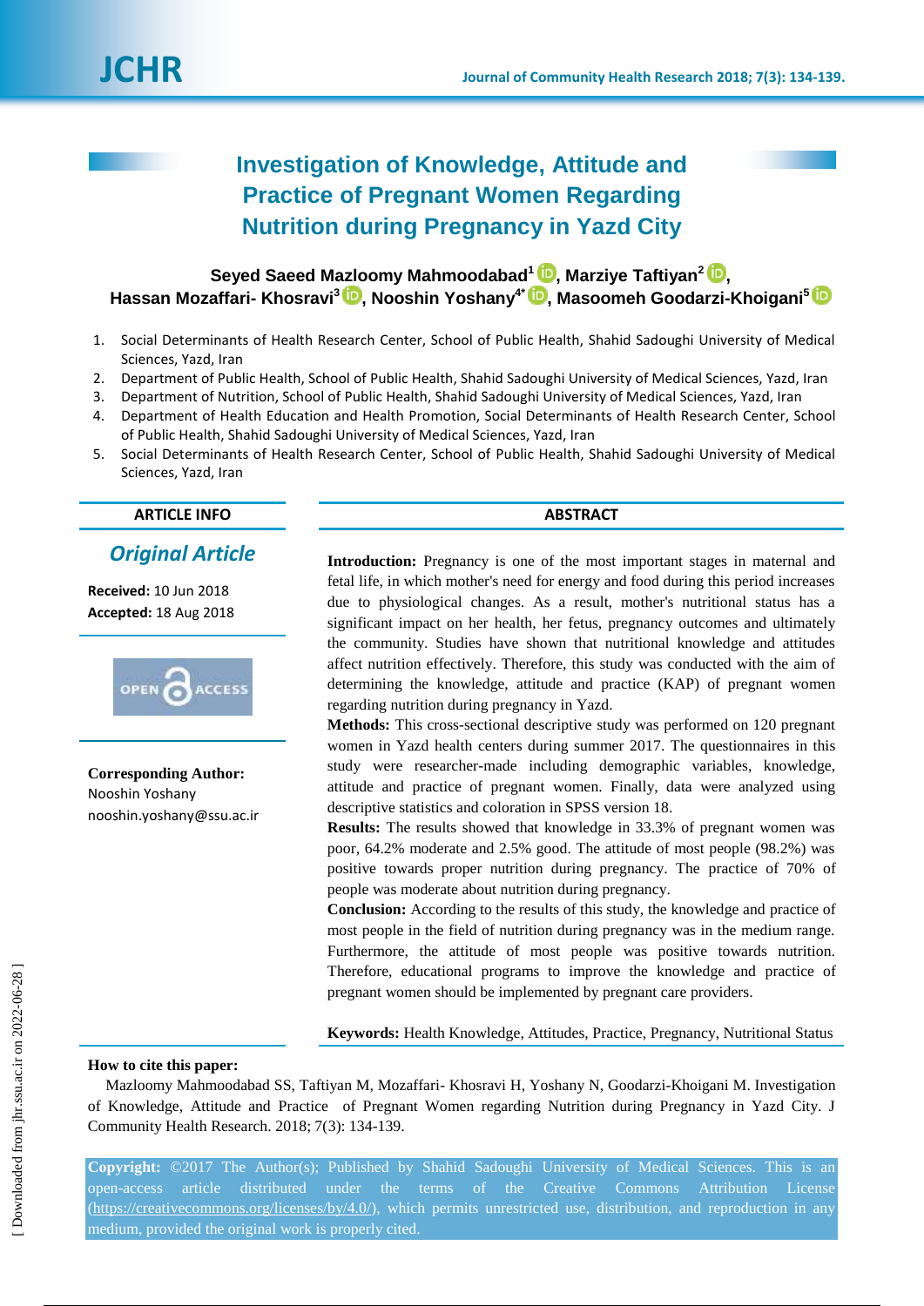# Investigation of Knowledge, Attitude and Practice of Pregnant Women Regarding Nutrition during Pregnancy in Yazd City

**Seyed Saeed Mazloomy Mahmoodabad[1], Marziye Taftiyan[2], Hassan Mozaffari- Khosravi[3], Nooshin Yoshany[4*], Masoomeh Goodarzi-Khoigani[5]**

1. Social Determinants of Health Research Center, School of Public Health, Shahid Sadoughi University of Medical Sciences, Yazd, Iran
2. Department of Public Health, School of Public Health, Shahid Sadoughi University of Medical Sciences, Yazd, Iran
3. Department of Nutrition, School of Public Health, Shahid Sadoughi University of Medical Sciences, Yazd, Iran
4. Department of Health Education and Health Promotion, Social Determinants of Health Research Center, School of Public Health, Shahid Sadoughi University of Medical Sciences, Yazd, Iran
5. Social Determinants of Health Research Center, School of Public Health, Shahid Sadoughi University of Medical Sciences, Yazd, Iran

## ARTICLE INFO

*Original Article*

**Received:** 10 Jun 2018
**Accepted:** 18 Aug 2018

**Corresponding Author:**
Nooshin Yoshany
nooshin.yoshany@ssu.ac.ir

## ABSTRACT

**Introduction:** Pregnancy is one of the most important stages in maternal and fetal life, in which mother's need for energy and food during this period increases due to physiological changes. As a result, mother's nutritional status has a significant impact on her health, her fetus, pregnancy outcomes and ultimately the community. Studies have shown that nutritional knowledge and attitudes affect nutrition effectively. Therefore, this study was conducted with the aim of determining the knowledge, attitude and practice (KAP) of pregnant women regarding nutrition during pregnancy in Yazd.

**Methods:** This cross-sectional descriptive study was performed on 120 pregnant women in Yazd health centers during summer 2017. The questionnaires in this study were researcher-made including demographic variables, knowledge, attitude and practice of pregnant women. Finally, data were analyzed using descriptive statistics and coloration in SPSS version 18.

**Results:** The results showed that knowledge in 33.3% of pregnant women was poor, 64.2% moderate and 2.5% good. The attitude of most people (98.2%) was positive towards proper nutrition during pregnancy. The practice of 70% of people was moderate about nutrition during pregnancy.

**Conclusion:** According to the results of this study, the knowledge and practice of most people in the field of nutrition during pregnancy was in the medium range. Furthermore, the attitude of most people was positive towards nutrition. Therefore, educational programs to improve the knowledge and practice of pregnant women should be implemented by pregnant care providers.

**Keywords:** Health Knowledge, Attitudes, Practice, Pregnancy, Nutritional Status

**How to cite this paper:**
Mazloomy Mahmoodabad SS, Taftiyan M, Mozaffari- Khosravi H, Yoshany N, Goodarzi-Khoigani M. Investigation of Knowledge, Attitude and Practice of Pregnant Women regarding Nutrition during Pregnancy in Yazd City. J Community Health Research. 2018; 7(3): 134-139.

**Copyright:** ©2017 The Author(s); Published by Shahid Sadoughi University of Medical Sciences. This is an open-access article distributed under the terms of the Creative Commons Attribution License (https://creativecommons.org/licenses/by/4.0/), which permits unrestricted use, distribution, and reproduction in any medium, provided the original work is properly cited.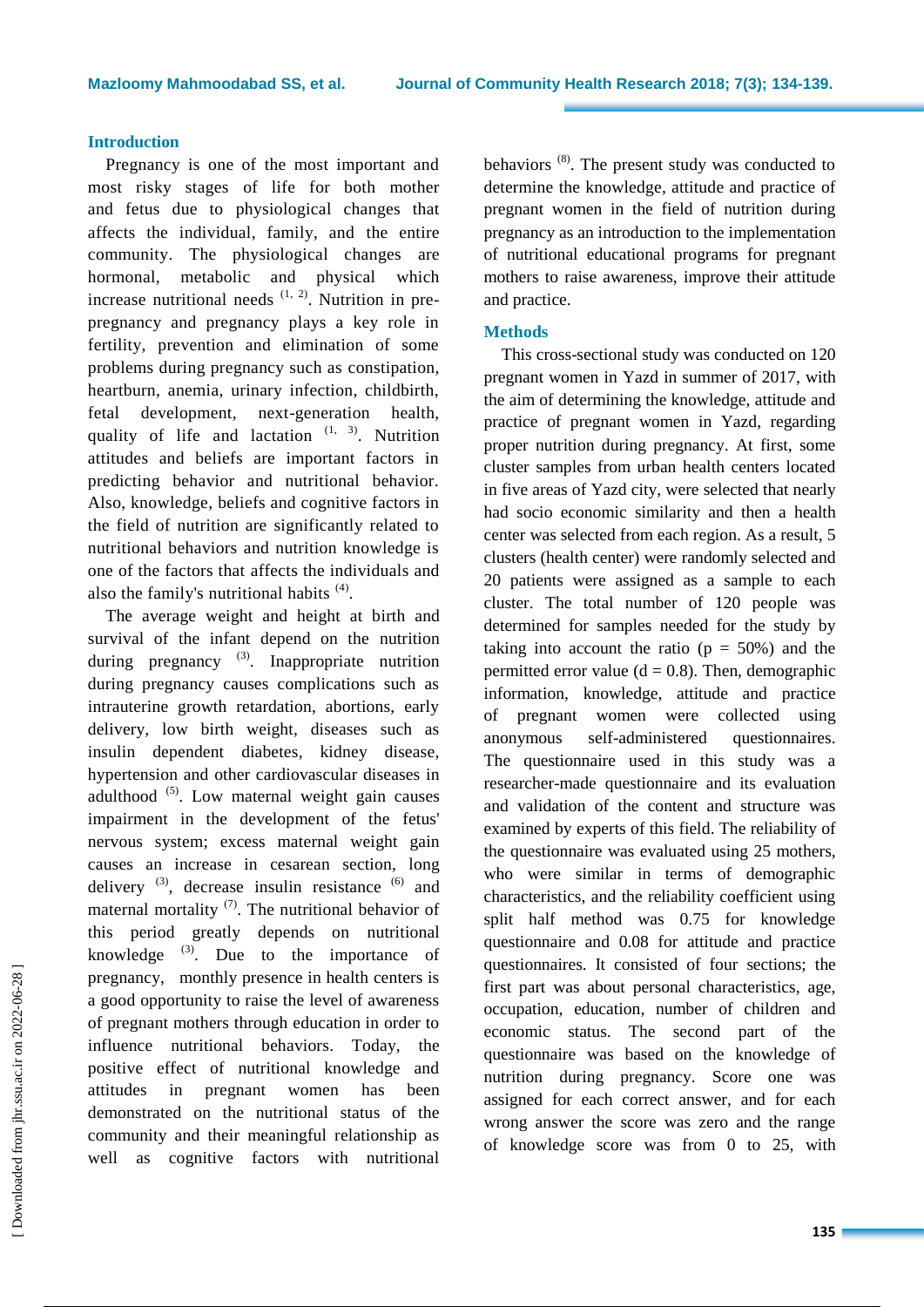## Introduction

Pregnancy is one of the most important and most risky stages of life for both mother and fetus due to physiological changes that affects the individual, family, and the entire community. The physiological changes are hormonal, metabolic and physical which increase nutritional needs [1, 2]. Nutrition in pre-pregnancy and pregnancy plays a key role in fertility, prevention and elimination of some problems during pregnancy such as constipation, heartburn, anemia, urinary infection, childbirth, fetal development, next-generation health, quality of life and lactation [1, 3]. Nutrition attitudes and beliefs are important factors in predicting behavior and nutritional behavior. Also, knowledge, beliefs and cognitive factors in the field of nutrition are significantly related to nutritional behaviors and nutrition knowledge is one of the factors that affects the individuals and also the family's nutritional habits [4].

The average weight and height at birth and survival of the infant depend on the nutrition during pregnancy [3]. Inappropriate nutrition during pregnancy causes complications such as intrauterine growth retardation, abortions, early delivery, low birth weight, diseases such as insulin dependent diabetes, kidney disease, hypertension and other cardiovascular diseases in adulthood [5]. Low maternal weight gain causes impairment in the development of the fetus' nervous system; excess maternal weight gain causes an increase in cesarean section, long delivery [3], decrease insulin resistance [6] and maternal mortality [7]. The nutritional behavior of this period greatly depends on nutritional knowledge [3]. Due to the importance of pregnancy, monthly presence in health centers is a good opportunity to raise the level of awareness of pregnant mothers through education in order to influence nutritional behaviors. Today, the positive effect of nutritional knowledge and attitudes in pregnant women has been demonstrated on the nutritional status of the community and their meaningful relationship as well as cognitive factors with nutritional behaviors [8]. The present study was conducted to determine the knowledge, attitude and practice of pregnant women in the field of nutrition during pregnancy as an introduction to the implementation of nutritional educational programs for pregnant mothers to raise awareness, improve their attitude and practice.

## Methods

This cross-sectional study was conducted on 120 pregnant women in Yazd in summer of 2017, with the aim of determining the knowledge, attitude and practice of pregnant women in Yazd, regarding proper nutrition during pregnancy. At first, some cluster samples from urban health centers located in five areas of Yazd city, were selected that nearly had socio economic similarity and then a health center was selected from each region. As a result, 5 clusters (health center) were randomly selected and 20 patients were assigned as a sample to each cluster. The total number of 120 people was determined for samples needed for the study by taking into account the ratio (p = 50%) and the permitted error value (d = 0.8). Then, demographic information, knowledge, attitude and practice of pregnant women were collected using anonymous self-administered questionnaires. The questionnaire used in this study was a researcher-made questionnaire and its evaluation and validation of the content and structure was examined by experts of this field. The reliability of the questionnaire was evaluated using 25 mothers, who were similar in terms of demographic characteristics, and the reliability coefficient using split half method was 0.75 for knowledge questionnaire and 0.08 for attitude and practice questionnaires. It consisted of four sections; the first part was about personal characteristics, age, occupation, education, number of children and economic status. The second part of the questionnaire was based on the knowledge of nutrition during pregnancy. Score one was assigned for each correct answer, and for each wrong answer the score was zero and the range of knowledge score was from 0 to 25, with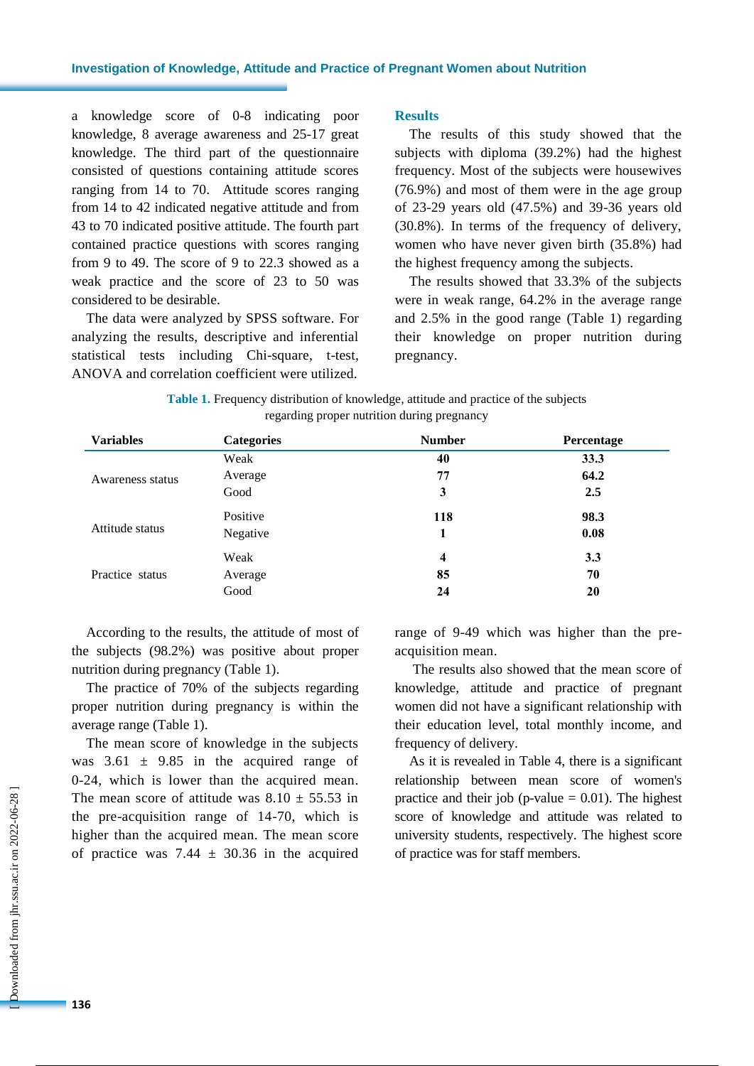a knowledge score of 0-8 indicating poor knowledge, 8 average awareness and 25-17 great knowledge. The third part of the questionnaire consisted of questions containing attitude scores ranging from 14 to 70. Attitude scores ranging from 14 to 42 indicated negative attitude and from 43 to 70 indicated positive attitude. The fourth part contained practice questions with scores ranging from 9 to 49. The score of 9 to 22.3 showed as a weak practice and the score of 23 to 50 was considered to be desirable.

The data were analyzed by SPSS software. For analyzing the results, descriptive and inferential statistical tests including Chi-square, t-test, ANOVA and correlation coefficient were utilized.

## Results

The results of this study showed that the subjects with diploma (39.2%) had the highest frequency. Most of the subjects were housewives (76.9%) and most of them were in the age group of 23-29 years old (47.5%) and 39-36 years old (30.8%). In terms of the frequency of delivery, women who have never given birth (35.8%) had the highest frequency among the subjects.

The results showed that 33.3% of the subjects were in weak range, 64.2% in the average range and 2.5% in the good range (Table 1) regarding their knowledge on proper nutrition during pregnancy.

**Table 1.** Frequency distribution of knowledge, attitude and practice of the subjects regarding proper nutrition during pregnancy

| Variables | Categories | Number | Percentage |
|---|---|---|---|
| Awareness status | Weak | **40** | **33.3** |
| | Average | **77** | **64.2** |
| | Good | **3** | **2.5** |
| Attitude status | Positive | **118** | **98.3** |
| | Negative | **1** | **0.08** |
| Practice status | Weak | **4** | **3.3** |
| | Average | **85** | **70** |
| | Good | **24** | **20** |

According to the results, the attitude of most of the subjects (98.2%) was positive about proper nutrition during pregnancy (Table 1).

The practice of 70% of the subjects regarding proper nutrition during pregnancy is within the average range (Table 1).

The mean score of knowledge in the subjects was 3.61 ± 9.85 in the acquired range of 0-24, which is lower than the acquired mean. The mean score of attitude was 8.10 ± 55.53 in the pre-acquisition range of 14-70, which is higher than the acquired mean. The mean score of practice was 7.44 ± 30.36 in the acquired range of 9-49 which was higher than the pre-acquisition mean.

The results also showed that the mean score of knowledge, attitude and practice of pregnant women did not have a significant relationship with their education level, total monthly income, and frequency of delivery.

As it is revealed in Table 4, there is a significant relationship between mean score of women's practice and their job (p-value = 0.01). The highest score of knowledge and attitude was related to university students, respectively. The highest score of practice was for staff members.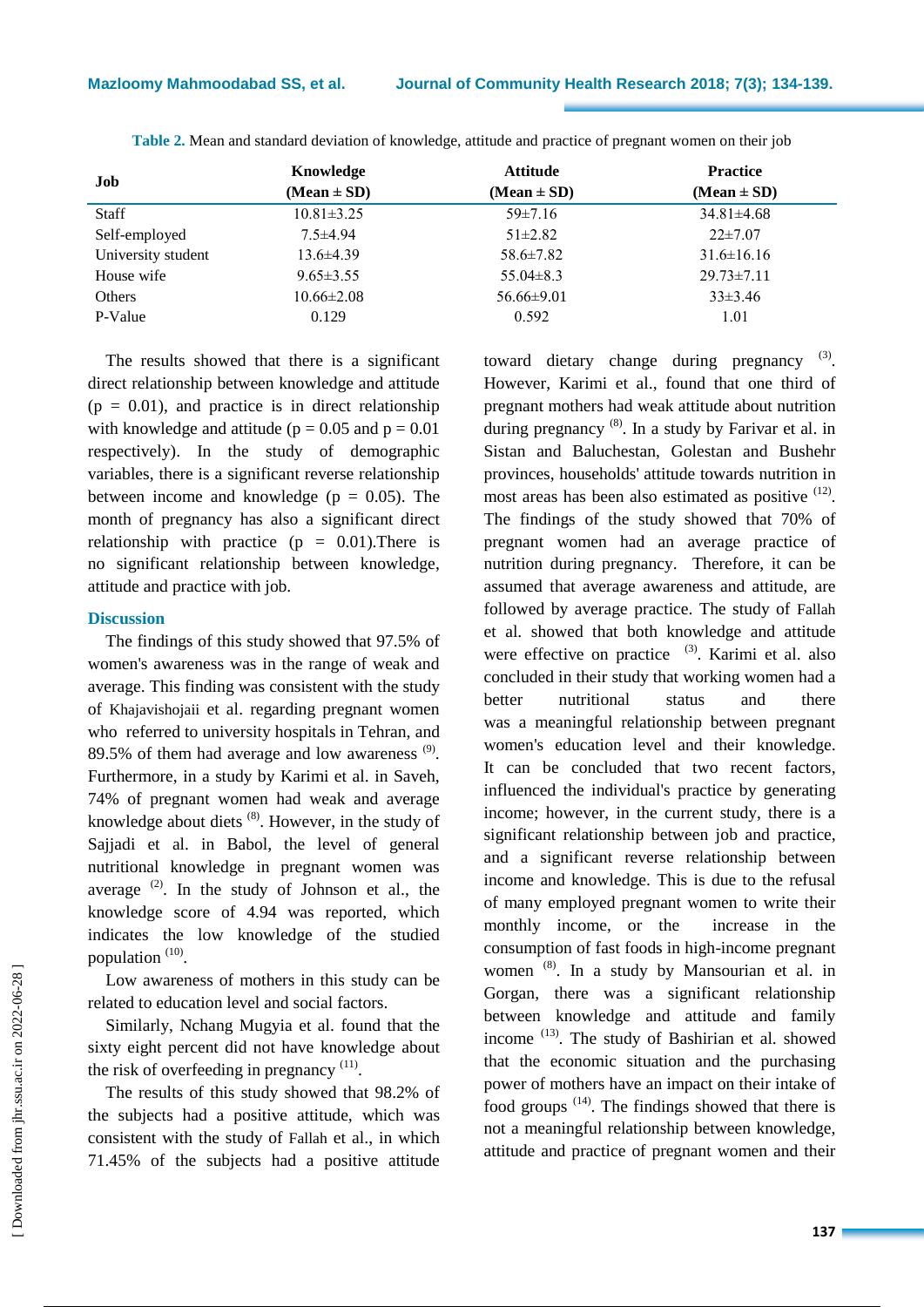**Table 2.** Mean and standard deviation of knowledge, attitude and practice of pregnant women on their job

| Job | Knowledge (Mean ± SD) | Attitude (Mean ± SD) | Practice (Mean ± SD) |
|---|---|---|---|
| Staff | 10.81±3.25 | 59±7.16 | 34.81±4.68 |
| Self-employed | 7.5±4.94 | 51±2.82 | 22±7.07 |
| University student | 13.6±4.39 | 58.6±7.82 | 31.6±16.16 |
| House wife | 9.65±3.55 | 55.04±8.3 | 29.73±7.11 |
| Others | 10.66±2.08 | 56.66±9.01 | 33±3.46 |
| P-Value | 0.129 | 0.592 | 1.01 |

The results showed that there is a significant direct relationship between knowledge and attitude (p = 0.01), and practice is in direct relationship with knowledge and attitude (p = 0.05 and p = 0.01 respectively). In the study of demographic variables, there is a significant reverse relationship between income and knowledge (p = 0.05). The month of pregnancy has also a significant direct relationship with practice (p = 0.01).There is no significant relationship between knowledge, attitude and practice with job.

## Discussion

The findings of this study showed that 97.5% of women's awareness was in the range of weak and average. This finding was consistent with the study of Khajavishojaii et al. regarding pregnant women who referred to university hospitals in Tehran, and 89.5% of them had average and low awareness [9]. Furthermore, in a study by Karimi et al. in Saveh, 74% of pregnant women had weak and average knowledge about diets [8]. However, in the study of Sajjadi et al. in Babol, the level of general nutritional knowledge in pregnant women was average [2]. In the study of Johnson et al., the knowledge score of 4.94 was reported, which indicates the low knowledge of the studied population [10].

Low awareness of mothers in this study can be related to education level and social factors.

Similarly, Nchang Mugyia et al. found that the sixty eight percent did not have knowledge about the risk of overfeeding in pregnancy [11].

The results of this study showed that 98.2% of the subjects had a positive attitude, which was consistent with the study of Fallah et al., in which 71.45% of the subjects had a positive attitude toward dietary change during pregnancy [3]. However, Karimi et al., found that one third of pregnant mothers had weak attitude about nutrition during pregnancy [8]. In a study by Farivar et al. in Sistan and Baluchestan, Golestan and Bushehr provinces, households' attitude towards nutrition in most areas has been also estimated as positive [12]. The findings of the study showed that 70% of pregnant women had an average practice of nutrition during pregnancy. Therefore, it can be assumed that average awareness and attitude, are followed by average practice. The study of Fallah et al. showed that both knowledge and attitude were effective on practice [3]. Karimi et al. also concluded in their study that working women had a better nutritional status and there was a meaningful relationship between pregnant women's education level and their knowledge. It can be concluded that two recent factors, influenced the individual's practice by generating income; however, in the current study, there is a significant relationship between job and practice, and a significant reverse relationship between income and knowledge. This is due to the refusal of many employed pregnant women to write their monthly income, or the increase in the consumption of fast foods in high-income pregnant women [8]. In a study by Mansourian et al. in Gorgan, there was a significant relationship between knowledge and attitude and family income [13]. The study of Bashirian et al. showed that the economic situation and the purchasing power of mothers have an impact on their intake of food groups [14]. The findings showed that there is not a meaningful relationship between knowledge, attitude and practice of pregnant women and their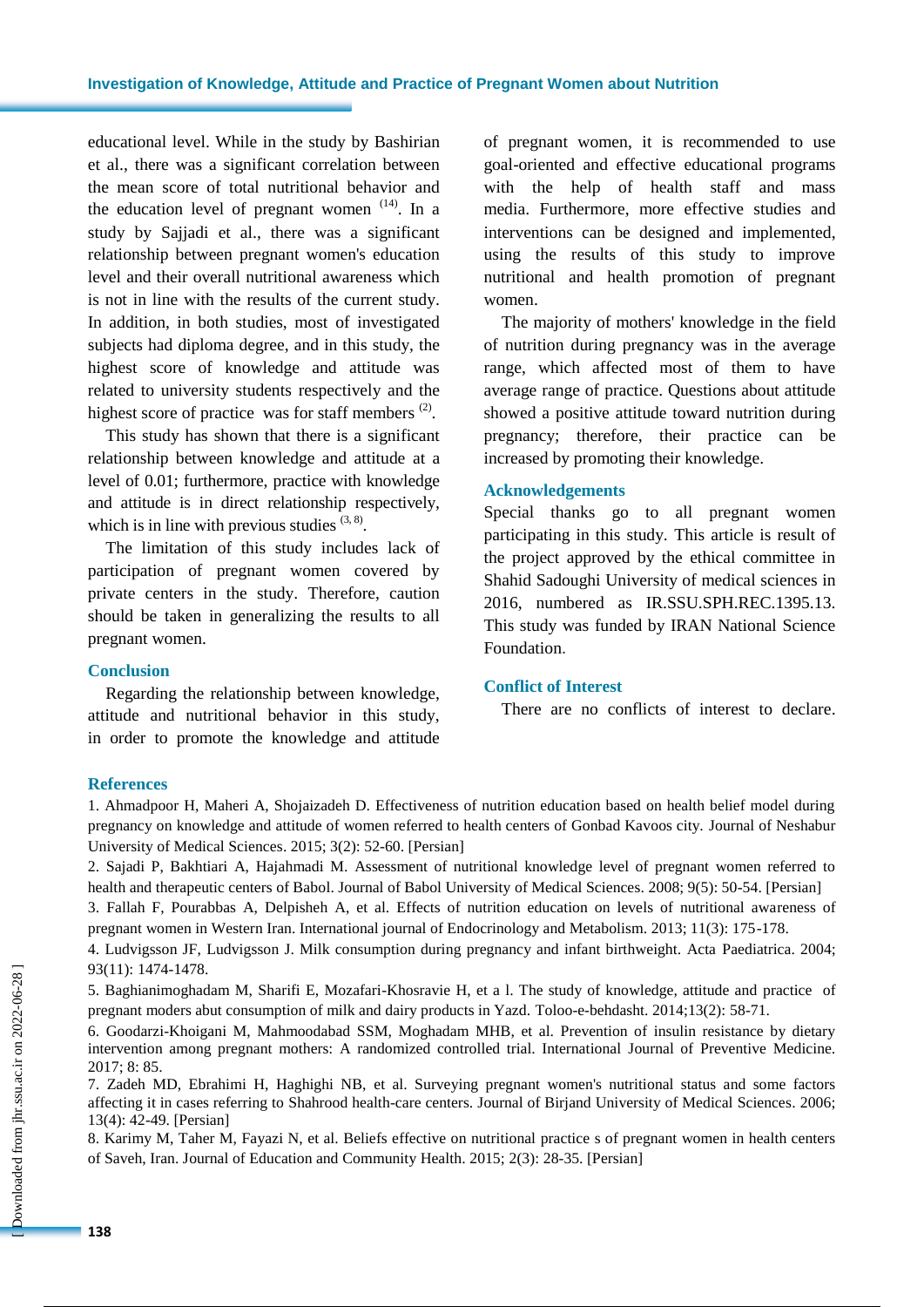educational level. While in the study by Bashirian et al., there was a significant correlation between the mean score of total nutritional behavior and the education level of pregnant women [14]. In a study by Sajjadi et al., there was a significant relationship between pregnant women's education level and their overall nutritional awareness which is not in line with the results of the current study. In addition, in both studies, most of investigated subjects had diploma degree, and in this study, the highest score of knowledge and attitude was related to university students respectively and the highest score of practice was for staff members [2].

This study has shown that there is a significant relationship between knowledge and attitude at a level of 0.01; furthermore, practice with knowledge and attitude is in direct relationship respectively, which is in line with previous studies [3, 8].

The limitation of this study includes lack of participation of pregnant women covered by private centers in the study. Therefore, caution should be taken in generalizing the results to all pregnant women.

## Conclusion

Regarding the relationship between knowledge, attitude and nutritional behavior in this study, in order to promote the knowledge and attitude of pregnant women, it is recommended to use goal-oriented and effective educational programs with the help of health staff and mass media. Furthermore, more effective studies and interventions can be designed and implemented, using the results of this study to improve nutritional and health promotion of pregnant women.

The majority of mothers' knowledge in the field of nutrition during pregnancy was in the average range, which affected most of them to have average range of practice. Questions about attitude showed a positive attitude toward nutrition during pregnancy; therefore, their practice can be increased by promoting their knowledge.

## Acknowledgements

Special thanks go to all pregnant women participating in this study. This article is result of the project approved by the ethical committee in Shahid Sadoughi University of medical sciences in 2016, numbered as IR.SSU.SPH.REC.1395.13. This study was funded by IRAN National Science Foundation.

## Conflict of Interest

There are no conflicts of interest to declare.

## References

1. Ahmadpoor H, Maheri A, Shojaizadeh D. Effectiveness of nutrition education based on health belief model during pregnancy on knowledge and attitude of women referred to health centers of Gonbad Kavoos city. Journal of Neshabur University of Medical Sciences. 2015; 3(2): 52-60. [Persian]
2. Sajadi P, Bakhtiari A, Hajahmadi M. Assessment of nutritional knowledge level of pregnant women referred to health and therapeutic centers of Babol. Journal of Babol University of Medical Sciences. 2008; 9(5): 50-54. [Persian]
3. Fallah F, Pourabbas A, Delpisheh A, et al. Effects of nutrition education on levels of nutritional awareness of pregnant women in Western Iran. International journal of Endocrinology and Metabolism. 2013; 11(3): 175-178.
4. Ludvigsson JF, Ludvigsson J. Milk consumption during pregnancy and infant birthweight. Acta Paediatrica. 2004; 93(11): 1474-1478.
5. Baghianimoghadam M, Sharifi E, Mozafari-Khosravie H, et a l. The study of knowledge, attitude and practice of pregnant moders abut consumption of milk and dairy products in Yazd. Toloo-e-behdasht. 2014;13(2): 58-71.
6. Goodarzi-Khoigani M, Mahmoodabad SSM, Moghadam MHB, et al. Prevention of insulin resistance by dietary intervention among pregnant mothers: A randomized controlled trial. International Journal of Preventive Medicine. 2017; 8: 85.
7. Zadeh MD, Ebrahimi H, Haghighi NB, et al. Surveying pregnant women's nutritional status and some factors affecting it in cases referring to Shahrood health-care centers. Journal of Birjand University of Medical Sciences. 2006; 13(4): 42-49. [Persian]
8. Karimy M, Taher M, Fayazi N, et al. Beliefs effective on nutritional practice s of pregnant women in health centers of Saveh, Iran. Journal of Education and Community Health. 2015; 2(3): 28-35. [Persian]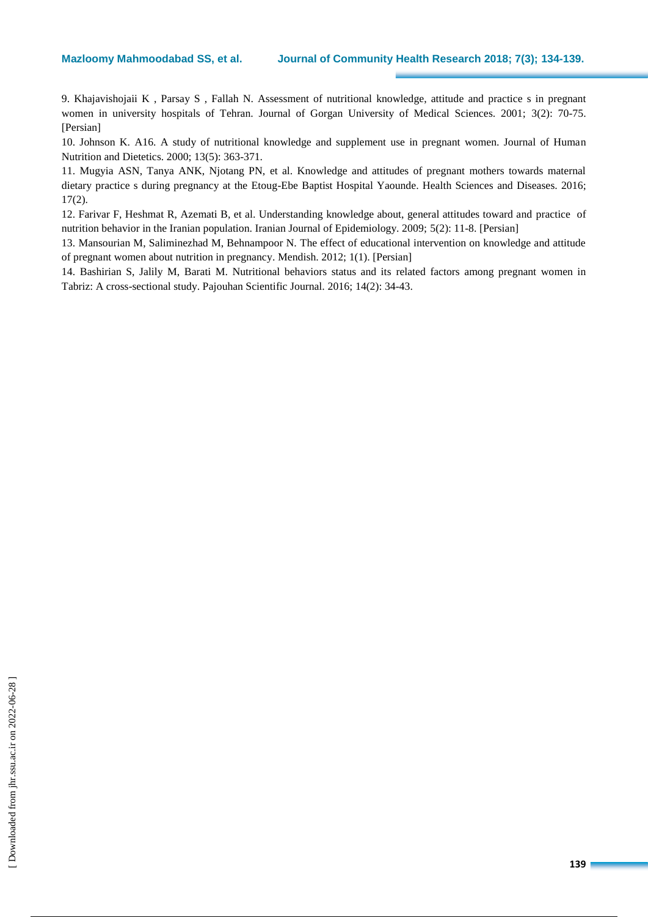9. Khajavishojaii K , Parsay S , Fallah N. Assessment of nutritional knowledge, attitude and practice s in pregnant women in university hospitals of Tehran. Journal of Gorgan University of Medical Sciences. 2001; 3(2): 70-75. [Persian]

10. Johnson K. A16. A study of nutritional knowledge and supplement use in pregnant women. Journal of Human Nutrition and Dietetics. 2000; 13(5): 363-371.

11. Mugyia ASN, Tanya ANK, Njotang PN, et al. Knowledge and attitudes of pregnant mothers towards maternal dietary practice s during pregnancy at the Etoug-Ebe Baptist Hospital Yaounde. Health Sciences and Diseases. 2016; 17(2).

12. Farivar F, Heshmat R, Azemati B, et al. Understanding knowledge about, general attitudes toward and practice of nutrition behavior in the Iranian population. Iranian Journal of Epidemiology. 2009; 5(2): 11-8. [Persian]

13. Mansourian M, Saliminezhad M, Behnampoor N. The effect of educational intervention on knowledge and attitude of pregnant women about nutrition in pregnancy. Mendish. 2012; 1(1). [Persian]

14. Bashirian S, Jalily M, Barati M. Nutritional behaviors status and its related factors among pregnant women in Tabriz: A cross-sectional study. Pajouhan Scientific Journal. 2016; 14(2): 34-43.